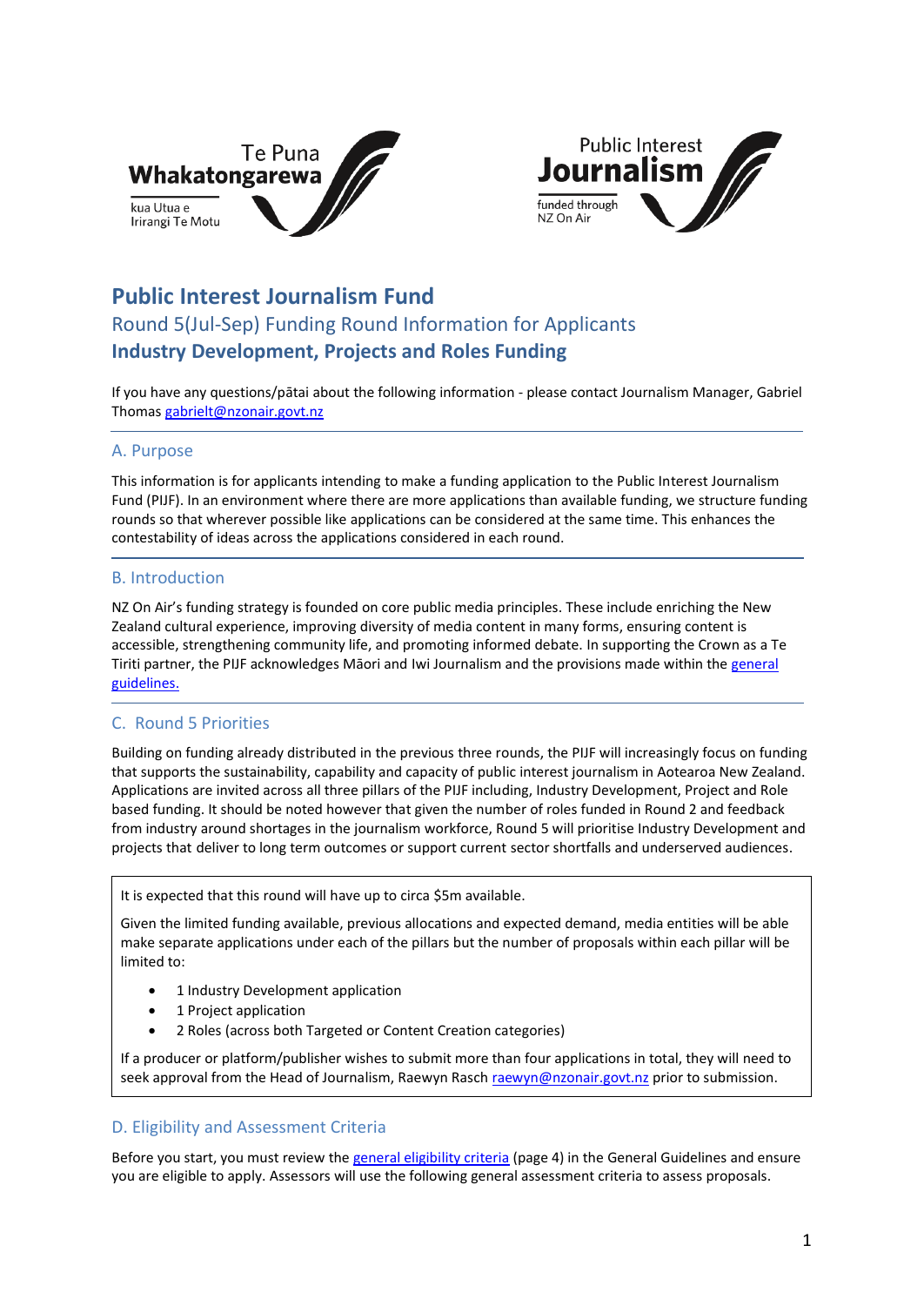Te Puna Whakatongarewa kua Utua e Irirangi Te Motu

Public Interest Journalism funded through NZ On Air

# Public Interest Journalism Fund

## Round 5(Jul-Sep) Funding Round Information for Applicants

## Industry Development, Projects and Roles Funding

If you have any questions/pātai about the following information - please contact Journalism Manager, Gabriel Thomas [gabrielt@nzonair.govt.nz](mailto:gabrielt@nzonair.govt.nz)

### A. Purpose

This information is for applicants intending to make a funding application to the Public Interest Journalism Fund (PIJF). In an environment where there are more applications than available funding, we structure funding rounds so that wherever possible like applications can be considered at the same time. This enhances the contestability of ideas across the applications considered in each round.

### B. Introduction

NZ On Air's funding strategy is founded on core public media principles. These include enriching the New Zealand cultural experience, improving diversity of media content in many forms, ensuring content is accessible, strengthening community life, and promoting informed debate. In supporting the Crown as a Te Tiriti partner, the PIJF acknowledges Māori and Iwi Journalism and the provisions made within the [general guidelines.]()

### C. Round 5 Priorities

Building on funding already distributed in the previous three rounds, the PIJF will increasingly focus on funding that supports the sustainability, capability and capacity of public interest journalism in Aotearoa New Zealand. Applications are invited across all three pillars of the PIJF including, Industry Development, Project and Role based funding. It should be noted however that given the number of roles funded in Round 2 and feedback from industry around shortages in the journalism workforce, Round 5 will prioritise Industry Development and projects that deliver to long term outcomes or support current sector shortfalls and underserved audiences.

> It is expected that this round will have up to circa $5m available.
>
> Given the limited funding available, previous allocations and expected demand, media entities will be able make separate applications under each of the pillars but the number of proposals within each pillar will be limited to:
>
> - 1 Industry Development application
> - 1 Project application
> - 2 Roles (across both Targeted or Content Creation categories)
>
> If a producer or platform/publisher wishes to submit more than four applications in total, they will need to seek approval from the Head of Journalism, Raewyn Rasch [raewyn@nzonair.govt.nz](mailto:raewyn@nzonair.govt.nz) prior to submission.

### D. Eligibility and Assessment Criteria

Before you start, you must review the [general eligibility criteria]() (page 4) in the General Guidelines and ensure you are eligible to apply. Assessors will use the following general assessment criteria to assess proposals.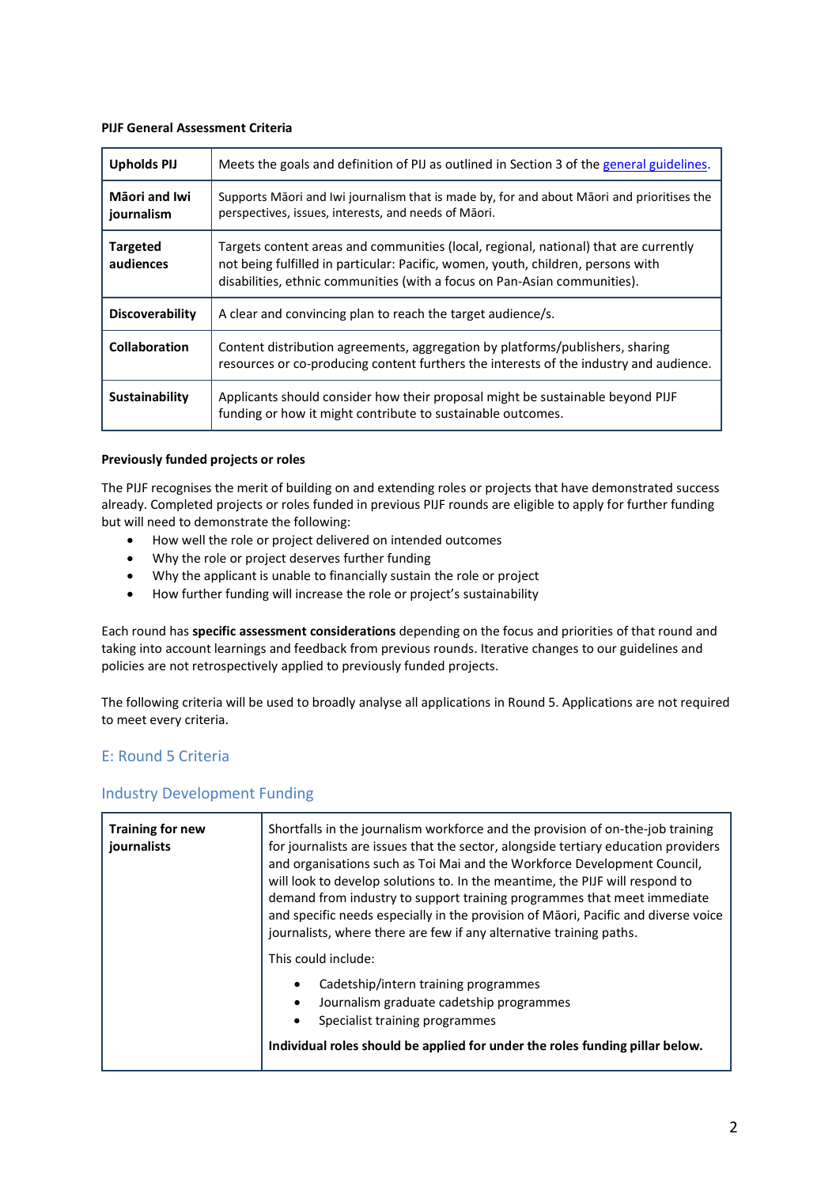**PIJF General Assessment Criteria**

| | |
|---|---|
| **Upholds PIJ** | Meets the goals and definition of PIJ as outlined in Section 3 of the [general guidelines](general guidelines). |
| **Māori and Iwi journalism** | Supports Māori and Iwi journalism that is made by, for and about Māori and prioritises the perspectives, issues, interests, and needs of Māori. |
| **Targeted audiences** | Targets content areas and communities (local, regional, national) that are currently not being fulfilled in particular: Pacific, women, youth, children, persons with disabilities, ethnic communities (with a focus on Pan-Asian communities). |
| **Discoverability** | A clear and convincing plan to reach the target audience/s. |
| **Collaboration** | Content distribution agreements, aggregation by platforms/publishers, sharing resources or co-producing content furthers the interests of the industry and audience. |
| **Sustainability** | Applicants should consider how their proposal might be sustainable beyond PIJF funding or how it might contribute to sustainable outcomes. |

**Previously funded projects or roles**

The PIJF recognises the merit of building on and extending roles or projects that have demonstrated success already. Completed projects or roles funded in previous PIJF rounds are eligible to apply for further funding but will need to demonstrate the following:

- How well the role or project delivered on intended outcomes
- Why the role or project deserves further funding
- Why the applicant is unable to financially sustain the role or project
- How further funding will increase the role or project's sustainability

Each round has **specific assessment considerations** depending on the focus and priorities of that round and taking into account learnings and feedback from previous rounds. Iterative changes to our guidelines and policies are not retrospectively applied to previously funded projects.

The following criteria will be used to broadly analyse all applications in Round 5. Applications are not required to meet every criteria.

## E: Round 5 Criteria

### Industry Development Funding

| | |
|---|---|
| **Training for new journalists** | Shortfalls in the journalism workforce and the provision of on-the-job training for journalists are issues that the sector, alongside tertiary education providers and organisations such as Toi Mai and the Workforce Development Council, will look to develop solutions to. In the meantime, the PIJF will respond to demand from industry to support training programmes that meet immediate and specific needs especially in the provision of Māori, Pacific and diverse voice journalists, where there are few if any alternative training paths.<br><br>This could include:<br><br>• Cadetship/intern training programmes<br>• Journalism graduate cadetship programmes<br>• Specialist training programmes<br><br>**Individual roles should be applied for under the roles funding pillar below.** |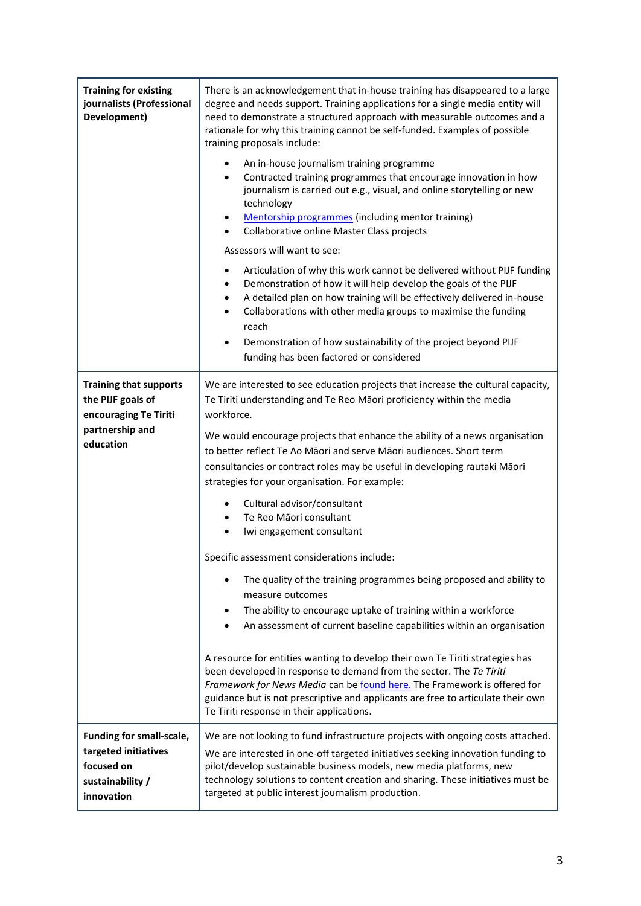| | |
|---|---|
| **Training for existing journalists (Professional Development)** | There is an acknowledgement that in-house training has disappeared to a large degree and needs support. Training applications for a single media entity will need to demonstrate a structured approach with measurable outcomes and a rationale for why this training cannot be self-funded. Examples of possible training proposals include:<br><br>• An in-house journalism training programme<br>• Contracted training programmes that encourage innovation in how journalism is carried out e.g., visual, and online storytelling or new technology<br>• Mentorship programmes (including mentor training)<br>• Collaborative online Master Class projects<br><br>Assessors will want to see:<br><br>• Articulation of why this work cannot be delivered without PIJF funding<br>• Demonstration of how it will help develop the goals of the PIJF<br>• A detailed plan on how training will be effectively delivered in-house<br>• Collaborations with other media groups to maximise the funding reach<br>• Demonstration of how sustainability of the project beyond PIJF funding has been factored or considered |
| **Training that supports the PIJF goals of encouraging Te Tiriti partnership and education** | We are interested to see education projects that increase the cultural capacity, Te Tiriti understanding and Te Reo Māori proficiency within the media workforce.<br><br>We would encourage projects that enhance the ability of a news organisation to better reflect Te Ao Māori and serve Māori audiences. Short term consultancies or contract roles may be useful in developing rautaki Māori strategies for your organisation. For example:<br><br>• Cultural advisor/consultant<br>• Te Reo Māori consultant<br>• Iwi engagement consultant<br><br>Specific assessment considerations include:<br><br>• The quality of the training programmes being proposed and ability to measure outcomes<br>• The ability to encourage uptake of training within a workforce<br>• An assessment of current baseline capabilities within an organisation<br><br>A resource for entities wanting to develop their own Te Tiriti strategies has been developed in response to demand from the sector. The *Te Tiriti Framework for News Media* can be found here. The Framework is offered for guidance but is not prescriptive and applicants are free to articulate their own Te Tiriti response in their applications. |
| **Funding for small-scale, targeted initiatives focused on sustainability / innovation** | We are not looking to fund infrastructure projects with ongoing costs attached.<br><br>We are interested in one-off targeted initiatives seeking innovation funding to pilot/develop sustainable business models, new media platforms, new technology solutions to content creation and sharing. These initiatives must be targeted at public interest journalism production. |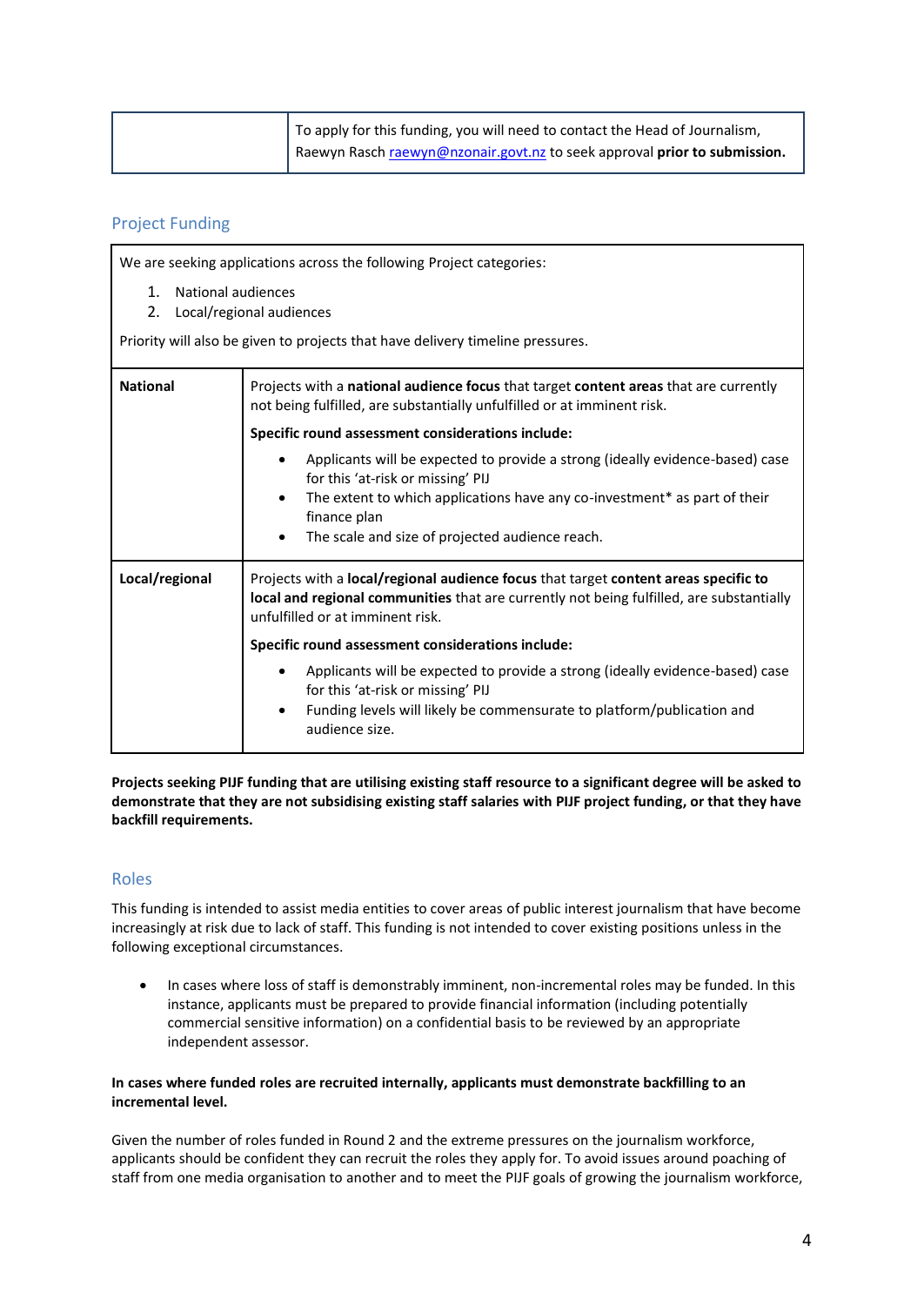| | To apply for this funding, you will need to contact the Head of Journalism, Raewyn Rasch raewyn@nzonair.govt.nz to seek approval **prior to submission.** |
|---|---|

## Project Funding

We are seeking applications across the following Project categories:

1. National audiences
2. Local/regional audiences

Priority will also be given to projects that have delivery timeline pressures.

| | |
|---|---|
| **National** | Projects with a **national audience focus** that target **content areas** that are currently not being fulfilled, are substantially unfulfilled or at imminent risk.<br><br>**Specific round assessment considerations include:**<br><br>• Applicants will be expected to provide a strong (ideally evidence-based) case for this 'at-risk or missing' PIJ<br>• The extent to which applications have any co-investment* as part of their finance plan<br>• The scale and size of projected audience reach. |
| **Local/regional** | Projects with a **local/regional audience focus** that target **content areas specific to local and regional communities** that are currently not being fulfilled, are substantially unfulfilled or at imminent risk.<br><br>**Specific round assessment considerations include:**<br><br>• Applicants will be expected to provide a strong (ideally evidence-based) case for this 'at-risk or missing' PIJ<br>• Funding levels will likely be commensurate to platform/publication and audience size. |

**Projects seeking PIJF funding that are utilising existing staff resource to a significant degree will be asked to demonstrate that they are not subsidising existing staff salaries with PIJF project funding, or that they have backfill requirements.**

## Roles

This funding is intended to assist media entities to cover areas of public interest journalism that have become increasingly at risk due to lack of staff. This funding is not intended to cover existing positions unless in the following exceptional circumstances.

- In cases where loss of staff is demonstrably imminent, non-incremental roles may be funded. In this instance, applicants must be prepared to provide financial information (including potentially commercial sensitive information) on a confidential basis to be reviewed by an appropriate independent assessor.

**In cases where funded roles are recruited internally, applicants must demonstrate backfilling to an incremental level.**

Given the number of roles funded in Round 2 and the extreme pressures on the journalism workforce, applicants should be confident they can recruit the roles they apply for. To avoid issues around poaching of staff from one media organisation to another and to meet the PIJF goals of growing the journalism workforce,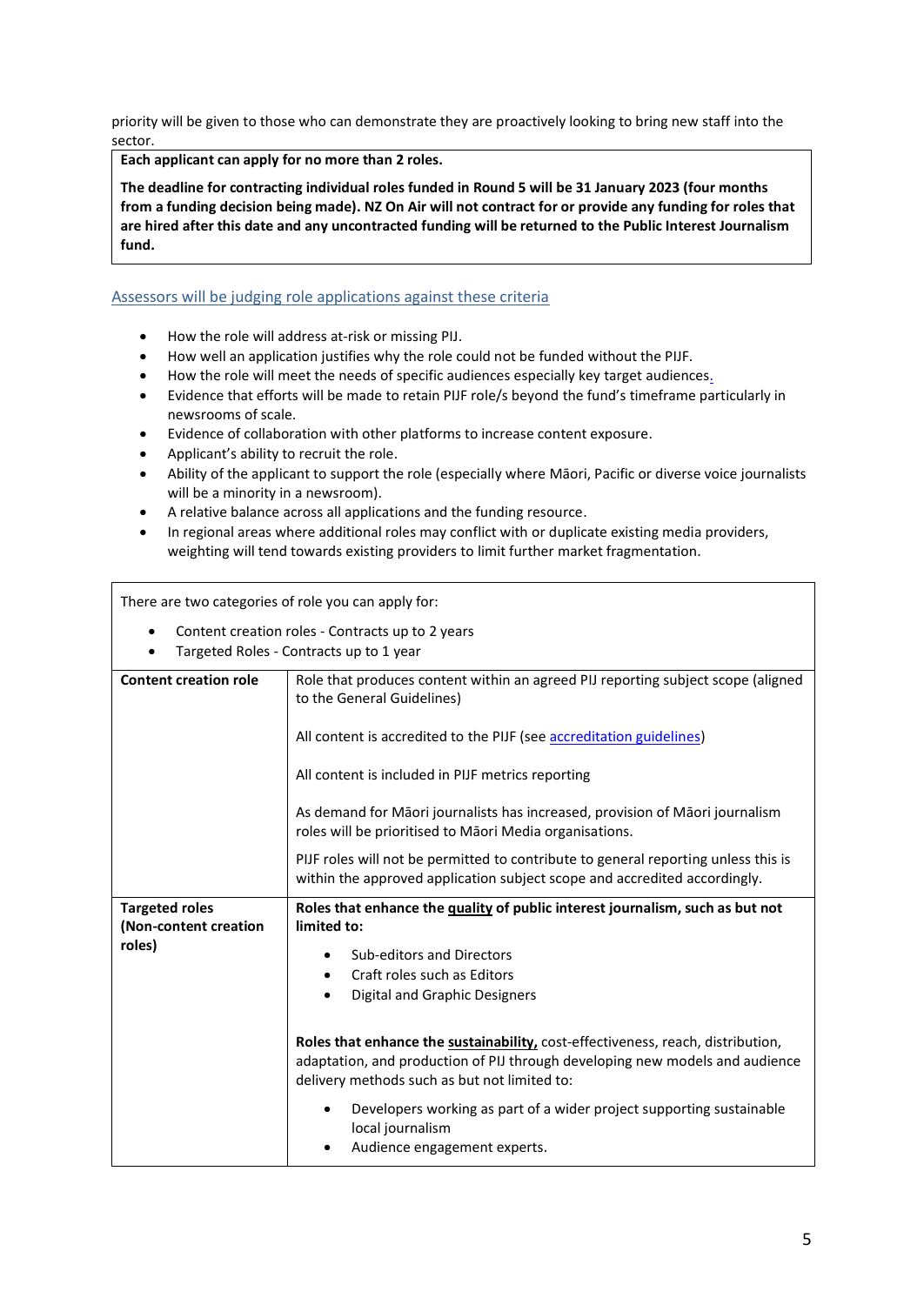priority will be given to those who can demonstrate they are proactively looking to bring new staff into the sector.

**Each applicant can apply for no more than 2 roles.**

**The deadline for contracting individual roles funded in Round 5 will be 31 January 2023 (four months from a funding decision being made). NZ On Air will not contract for or provide any funding for roles that are hired after this date and any uncontracted funding will be returned to the Public Interest Journalism fund.**

## Assessors will be judging role applications against these criteria

- How the role will address at-risk or missing PIJ.
- How well an application justifies why the role could not be funded without the PIJF.
- How the role will meet the needs of specific audiences especially key target audiences.
- Evidence that efforts will be made to retain PIJF role/s beyond the fund's timeframe particularly in newsrooms of scale.
- Evidence of collaboration with other platforms to increase content exposure.
- Applicant's ability to recruit the role.
- Ability of the applicant to support the role (especially where Māori, Pacific or diverse voice journalists will be a minority in a newsroom).
- A relative balance across all applications and the funding resource.
- In regional areas where additional roles may conflict with or duplicate existing media providers, weighting will tend towards existing providers to limit further market fragmentation.

There are two categories of role you can apply for:

- Content creation roles - Contracts up to 2 years
- Targeted Roles - Contracts up to 1 year

| | |
|---|---|
| **Content creation role** | Role that produces content within an agreed PIJ reporting subject scope (aligned to the General Guidelines)<br><br>All content is accredited to the PIJF (see accreditation guidelines)<br><br>All content is included in PIJF metrics reporting<br><br>As demand for Māori journalists has increased, provision of Māori journalism roles will be prioritised to Māori Media organisations.<br><br>PIJF roles will not be permitted to contribute to general reporting unless this is within the approved application subject scope and accredited accordingly. |
| **Targeted roles (Non-content creation roles)** | **Roles that enhance the quality of public interest journalism, such as but not limited to:**<br>• Sub-editors and Directors<br>• Craft roles such as Editors<br>• Digital and Graphic Designers<br><br>**Roles that enhance the sustainability,** cost-effectiveness, reach, distribution, adaptation, and production of PIJ through developing new models and audience delivery methods such as but not limited to:<br>• Developers working as part of a wider project supporting sustainable local journalism<br>• Audience engagement experts. |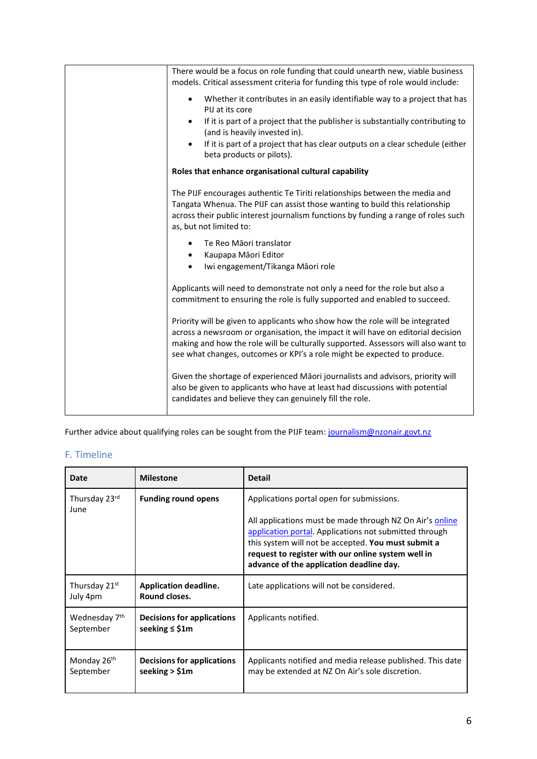| | There would be a focus on role funding that could unearth new, viable business models. Critical assessment criteria for funding this type of role would include:<br><br>• Whether it contributes in an easily identifiable way to a project that has PIJ at its core<br>• If it is part of a project that the publisher is substantially contributing to (and is heavily invested in).<br>• If it is part of a project that has clear outputs on a clear schedule (either beta products or pilots).<br><br>**Roles that enhance organisational cultural capability**<br><br>The PIJF encourages authentic Te Tiriti relationships between the media and Tangata Whenua. The PIJF can assist those wanting to build this relationship across their public interest journalism functions by funding a range of roles such as, but not limited to:<br><br>• Te Reo Māori translator<br>• Kaupapa Māori Editor<br>• Iwi engagement/Tikanga Māori role<br><br>Applicants will need to demonstrate not only a need for the role but also a commitment to ensuring the role is fully supported and enabled to succeed.<br><br>Priority will be given to applicants who show how the role will be integrated across a newsroom or organisation, the impact it will have on editorial decision making and how the role will be culturally supported. Assessors will also want to see what changes, outcomes or KPI's a role might be expected to produce.<br><br>Given the shortage of experienced Māori journalists and advisors, priority will also be given to applicants who have at least had discussions with potential candidates and believe they can genuinely fill the role. |
|---|---|

Further advice about qualifying roles can be sought from the PIJF team: journalism@nzonair.govt.nz

## F. Timeline

| Date | Milestone | Detail |
|---|---|---|
| Thursday 23rd June | **Funding round opens** | Applications portal open for submissions.<br><br>All applications must be made through NZ On Air's online application portal. Applications not submitted through this system will not be accepted. **You must submit a request to register with our online system well in advance of the application deadline day.** |
| Thursday 21st July 4pm | **Application deadline. Round closes.** | Late applications will not be considered. |
| Wednesday 7th September | **Decisions for applications seeking ≤ $1m** | Applicants notified. |
| Monday 26th September | **Decisions for applications seeking > $1m** | Applicants notified and media release published. This date may be extended at NZ On Air's sole discretion. |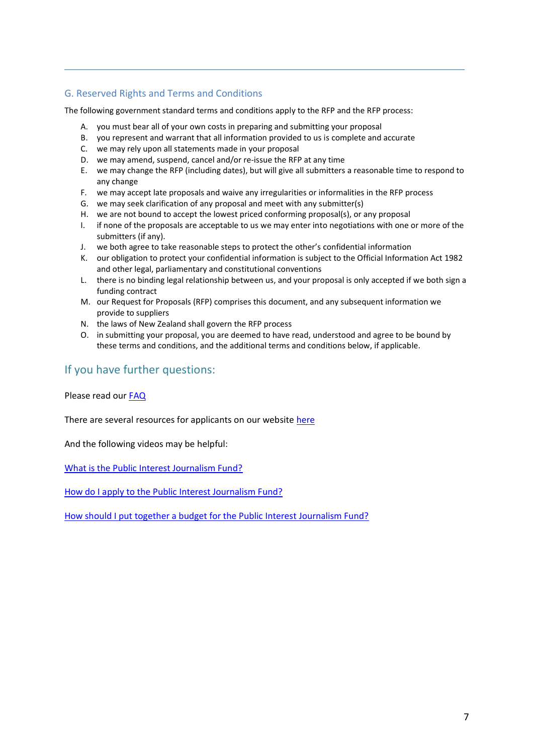## G. Reserved Rights and Terms and Conditions

The following government standard terms and conditions apply to the RFP and the RFP process:

A. you must bear all of your own costs in preparing and submitting your proposal
B. you represent and warrant that all information provided to us is complete and accurate
C. we may rely upon all statements made in your proposal
D. we may amend, suspend, cancel and/or re-issue the RFP at any time
E. we may change the RFP (including dates), but will give all submitters a reasonable time to respond to any change
F. we may accept late proposals and waive any irregularities or informalities in the RFP process
G. we may seek clarification of any proposal and meet with any submitter(s)
H. we are not bound to accept the lowest priced conforming proposal(s), or any proposal
I. if none of the proposals are acceptable to us we may enter into negotiations with one or more of the submitters (if any).
J. we both agree to take reasonable steps to protect the other's confidential information
K. our obligation to protect your confidential information is subject to the Official Information Act 1982 and other legal, parliamentary and constitutional conventions
L. there is no binding legal relationship between us, and your proposal is only accepted if we both sign a funding contract
M. our Request for Proposals (RFP) comprises this document, and any subsequent information we provide to suppliers
N. the laws of New Zealand shall govern the RFP process
O. in submitting your proposal, you are deemed to have read, understood and agree to be bound by these terms and conditions, and the additional terms and conditions below, if applicable.

## If you have further questions:

Please read our FAQ

There are several resources for applicants on our website here

And the following videos may be helpful:

What is the Public Interest Journalism Fund?

How do I apply to the Public Interest Journalism Fund?

How should I put together a budget for the Public Interest Journalism Fund?